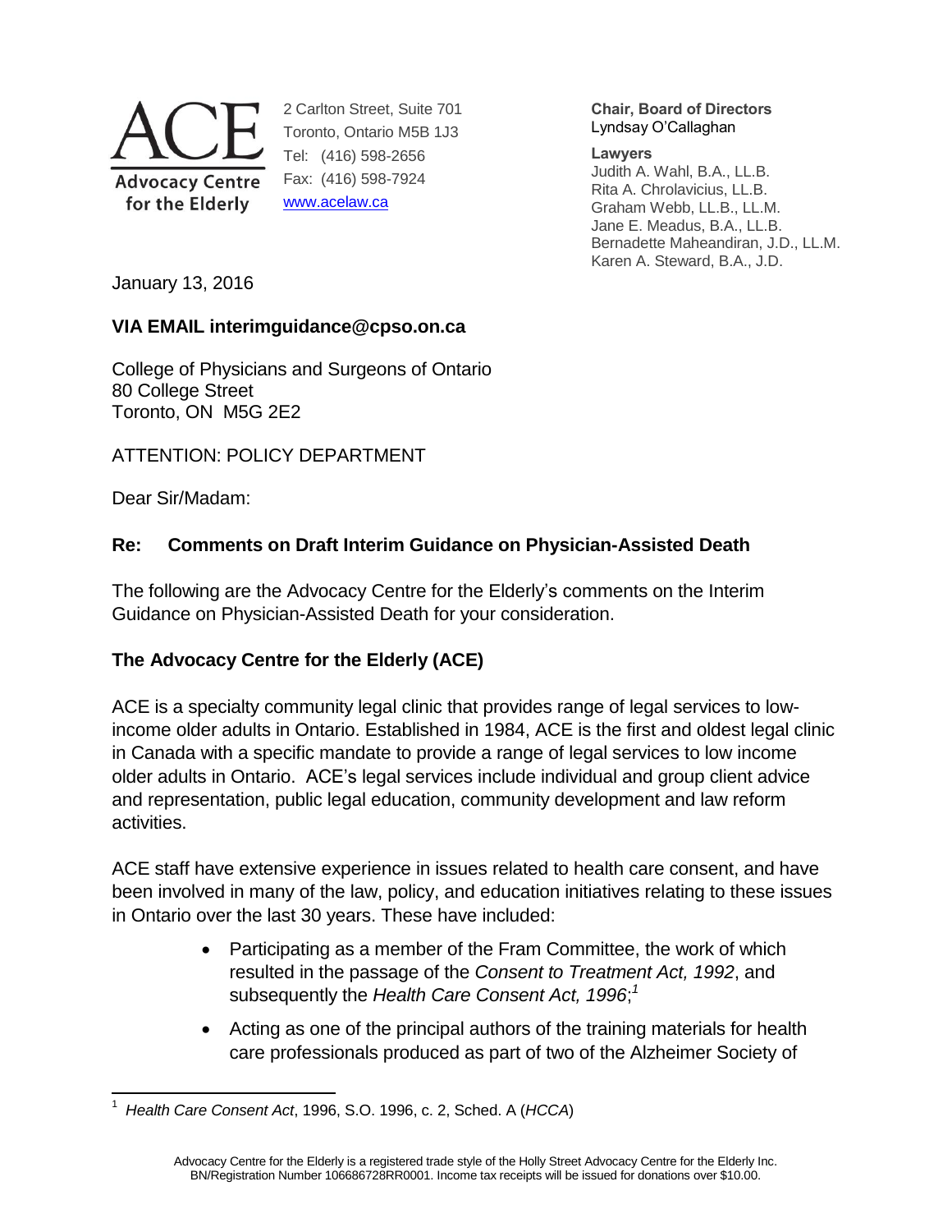ACE
Advocacy Centre for the Elderly

2 Carlton Street, Suite 701
Toronto, Ontario M5B 1J3
Tel: (416) 598-2656
Fax: (416) 598-7924
www.acelaw.ca

**Chair, Board of Directors**
Lyndsay O'Callaghan

**Lawyers**
Judith A. Wahl, B.A., LL.B.
Rita A. Chrolavicius, LL.B.
Graham Webb, LL.B., LL.M.
Jane E. Meadus, B.A., LL.B.
Bernadette Maheandiran, J.D., LL.M.
Karen A. Steward, B.A., J.D.

January 13, 2016

**VIA EMAIL interimguidance@cpso.on.ca**

College of Physicians and Surgeons of Ontario
80 College Street
Toronto, ON M5G 2E2

ATTENTION: POLICY DEPARTMENT

Dear Sir/Madam:

**Re: Comments on Draft Interim Guidance on Physician-Assisted Death**

The following are the Advocacy Centre for the Elderly's comments on the Interim Guidance on Physician-Assisted Death for your consideration.

**The Advocacy Centre for the Elderly (ACE)**

ACE is a specialty community legal clinic that provides range of legal services to low-income older adults in Ontario. Established in 1984, ACE is the first and oldest legal clinic in Canada with a specific mandate to provide a range of legal services to low income older adults in Ontario. ACE's legal services include individual and group client advice and representation, public legal education, community development and law reform activities.

ACE staff have extensive experience in issues related to health care consent, and have been involved in many of the law, policy, and education initiatives relating to these issues in Ontario over the last 30 years. These have included:

- Participating as a member of the Fram Committee, the work of which resulted in the passage of the *Consent to Treatment Act, 1992*, and subsequently the *Health Care Consent Act, 1996*;[1]
- Acting as one of the principal authors of the training materials for health care professionals produced as part of two of the Alzheimer Society of

[1] *Health Care Consent Act*, 1996, S.O. 1996, c. 2, Sched. A (*HCCA*)

Advocacy Centre for the Elderly is a registered trade style of the Holly Street Advocacy Centre for the Elderly Inc. BN/Registration Number 106686728RR0001. Income tax receipts will be issued for donations over $10.00.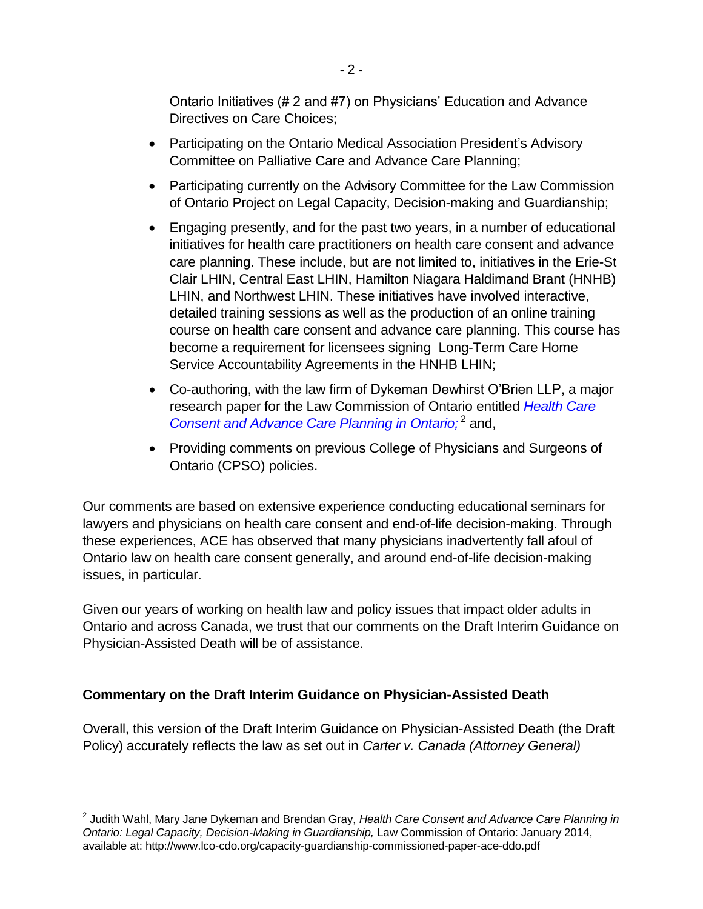Ontario Initiatives (# 2 and #7) on Physicians' Education and Advance Directives on Care Choices;

- Participating on the Ontario Medical Association President's Advisory Committee on Palliative Care and Advance Care Planning;
- Participating currently on the Advisory Committee for the Law Commission of Ontario Project on Legal Capacity, Decision-making and Guardianship;
- Engaging presently, and for the past two years, in a number of educational initiatives for health care practitioners on health care consent and advance care planning. These include, but are not limited to, initiatives in the Erie-St Clair LHIN, Central East LHIN, Hamilton Niagara Haldimand Brant (HNHB) LHIN, and Northwest LHIN. These initiatives have involved interactive, detailed training sessions as well as the production of an online training course on health care consent and advance care planning. This course has become a requirement for licensees signing Long-Term Care Home Service Accountability Agreements in the HNHB LHIN;
- Co-authoring, with the law firm of Dykeman Dewhirst O'Brien LLP, a major research paper for the Law Commission of Ontario entitled *Health Care Consent and Advance Care Planning in Ontario;*[2] and,
- Providing comments on previous College of Physicians and Surgeons of Ontario (CPSO) policies.

Our comments are based on extensive experience conducting educational seminars for lawyers and physicians on health care consent and end-of-life decision-making. Through these experiences, ACE has observed that many physicians inadvertently fall afoul of Ontario law on health care consent generally, and around end-of-life decision-making issues, in particular.

Given our years of working on health law and policy issues that impact older adults in Ontario and across Canada, we trust that our comments on the Draft Interim Guidance on Physician-Assisted Death will be of assistance.

**Commentary on the Draft Interim Guidance on Physician-Assisted Death**

Overall, this version of the Draft Interim Guidance on Physician-Assisted Death (the Draft Policy) accurately reflects the law as set out in *Carter v. Canada (Attorney General)*

[2] Judith Wahl, Mary Jane Dykeman and Brendan Gray, *Health Care Consent and Advance Care Planning in Ontario: Legal Capacity, Decision-Making in Guardianship,* Law Commission of Ontario: January 2014, available at: http://www.lco-cdo.org/capacity-guardianship-commissioned-paper-ace-ddo.pdf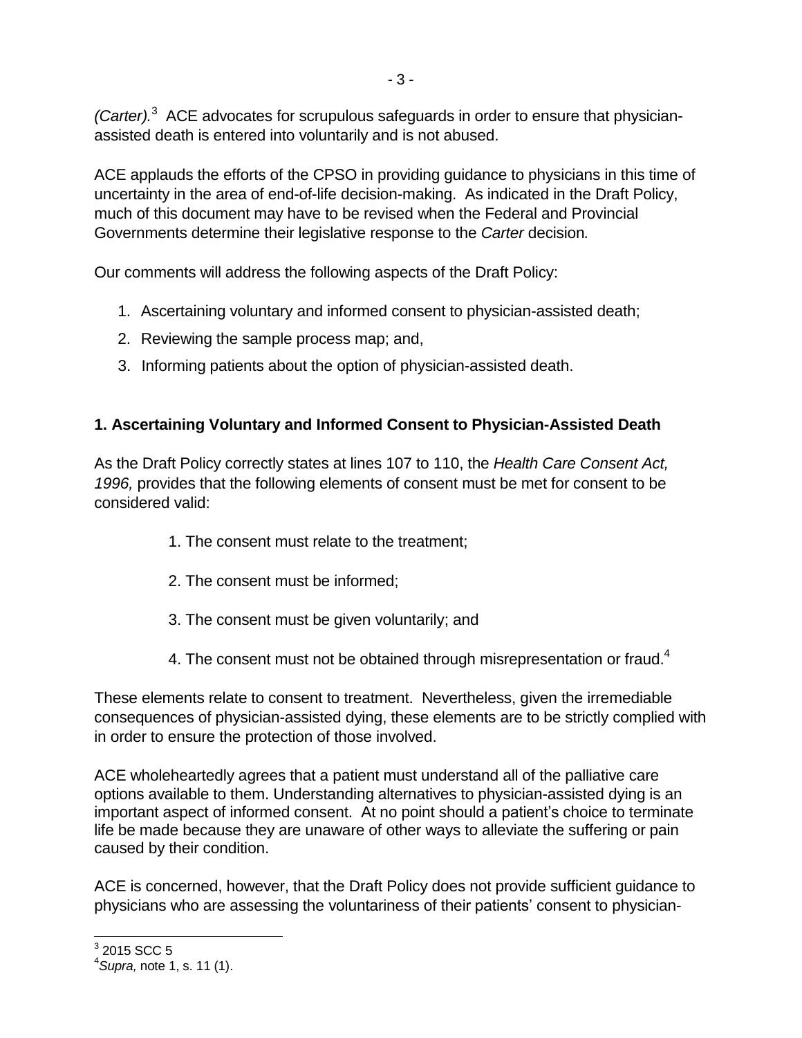*(Carter).*[3] ACE advocates for scrupulous safeguards in order to ensure that physician-assisted death is entered into voluntarily and is not abused.

ACE applauds the efforts of the CPSO in providing guidance to physicians in this time of uncertainty in the area of end-of-life decision-making. As indicated in the Draft Policy, much of this document may have to be revised when the Federal and Provincial Governments determine their legislative response to the *Carter* decision.

Our comments will address the following aspects of the Draft Policy:

1. Ascertaining voluntary and informed consent to physician-assisted death;
2. Reviewing the sample process map; and,
3. Informing patients about the option of physician-assisted death.

**1. Ascertaining Voluntary and Informed Consent to Physician-Assisted Death**

As the Draft Policy correctly states at lines 107 to 110, the *Health Care Consent Act, 1996,* provides that the following elements of consent must be met for consent to be considered valid:

1. The consent must relate to the treatment;
2. The consent must be informed;
3. The consent must be given voluntarily; and
4. The consent must not be obtained through misrepresentation or fraud.[4]

These elements relate to consent to treatment. Nevertheless, given the irremediable consequences of physician-assisted dying, these elements are to be strictly complied with in order to ensure the protection of those involved.

ACE wholeheartedly agrees that a patient must understand all of the palliative care options available to them. Understanding alternatives to physician-assisted dying is an important aspect of informed consent. At no point should a patient's choice to terminate life be made because they are unaware of other ways to alleviate the suffering or pain caused by their condition.

ACE is concerned, however, that the Draft Policy does not provide sufficient guidance to physicians who are assessing the voluntariness of their patients' consent to physician-

[3] 2015 SCC 5

[4] *Supra,* note 1, s. 11 (1).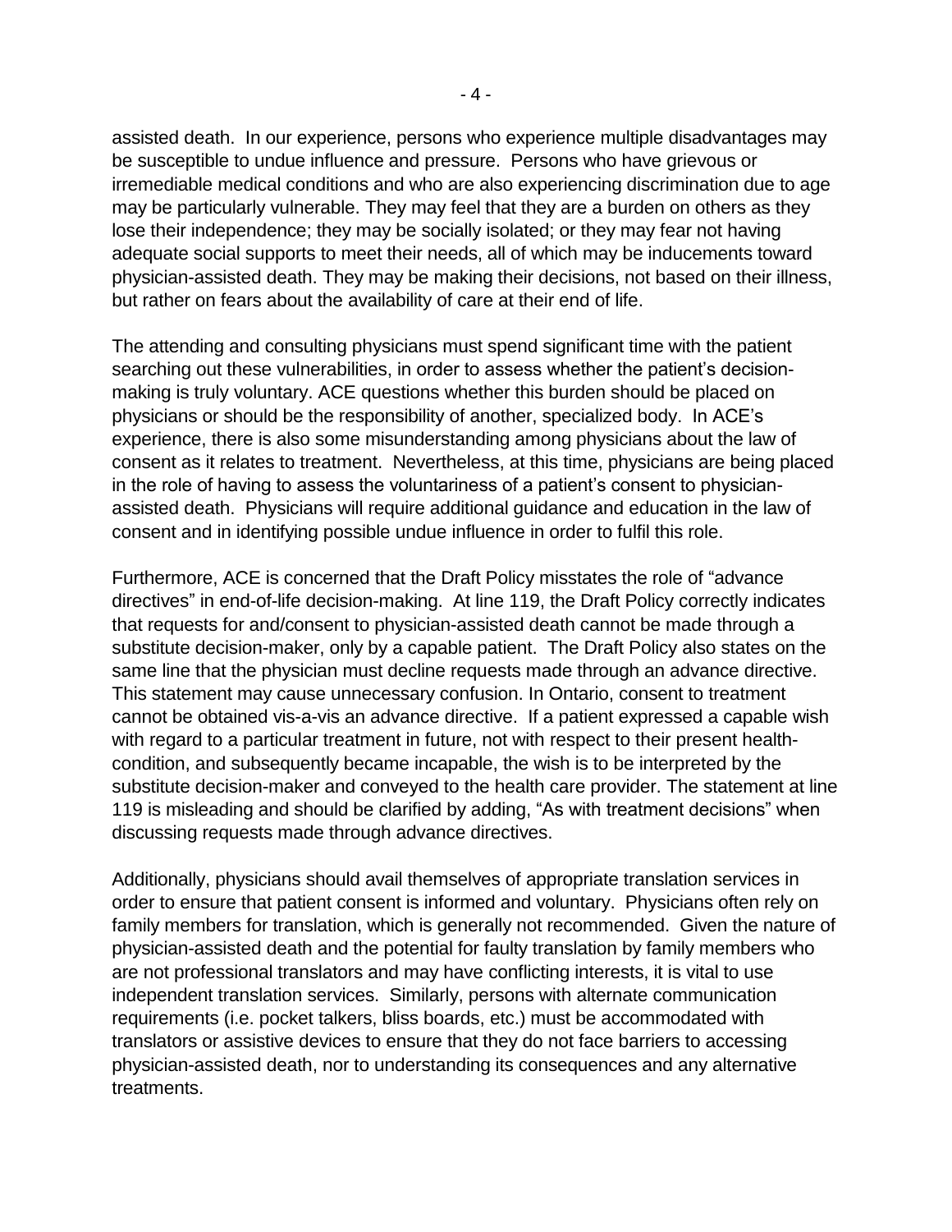assisted death. In our experience, persons who experience multiple disadvantages may be susceptible to undue influence and pressure. Persons who have grievous or irremediable medical conditions and who are also experiencing discrimination due to age may be particularly vulnerable. They may feel that they are a burden on others as they lose their independence; they may be socially isolated; or they may fear not having adequate social supports to meet their needs, all of which may be inducements toward physician-assisted death. They may be making their decisions, not based on their illness, but rather on fears about the availability of care at their end of life.

The attending and consulting physicians must spend significant time with the patient searching out these vulnerabilities, in order to assess whether the patient's decision-making is truly voluntary. ACE questions whether this burden should be placed on physicians or should be the responsibility of another, specialized body. In ACE's experience, there is also some misunderstanding among physicians about the law of consent as it relates to treatment. Nevertheless, at this time, physicians are being placed in the role of having to assess the voluntariness of a patient's consent to physician-assisted death. Physicians will require additional guidance and education in the law of consent and in identifying possible undue influence in order to fulfil this role.

Furthermore, ACE is concerned that the Draft Policy misstates the role of "advance directives" in end-of-life decision-making. At line 119, the Draft Policy correctly indicates that requests for and/consent to physician-assisted death cannot be made through a substitute decision-maker, only by a capable patient. The Draft Policy also states on the same line that the physician must decline requests made through an advance directive. This statement may cause unnecessary confusion. In Ontario, consent to treatment cannot be obtained vis-a-vis an advance directive. If a patient expressed a capable wish with regard to a particular treatment in future, not with respect to their present health-condition, and subsequently became incapable, the wish is to be interpreted by the substitute decision-maker and conveyed to the health care provider. The statement at line 119 is misleading and should be clarified by adding, "As with treatment decisions" when discussing requests made through advance directives.

Additionally, physicians should avail themselves of appropriate translation services in order to ensure that patient consent is informed and voluntary. Physicians often rely on family members for translation, which is generally not recommended. Given the nature of physician-assisted death and the potential for faulty translation by family members who are not professional translators and may have conflicting interests, it is vital to use independent translation services. Similarly, persons with alternate communication requirements (i.e. pocket talkers, bliss boards, etc.) must be accommodated with translators or assistive devices to ensure that they do not face barriers to accessing physician-assisted death, nor to understanding its consequences and any alternative treatments.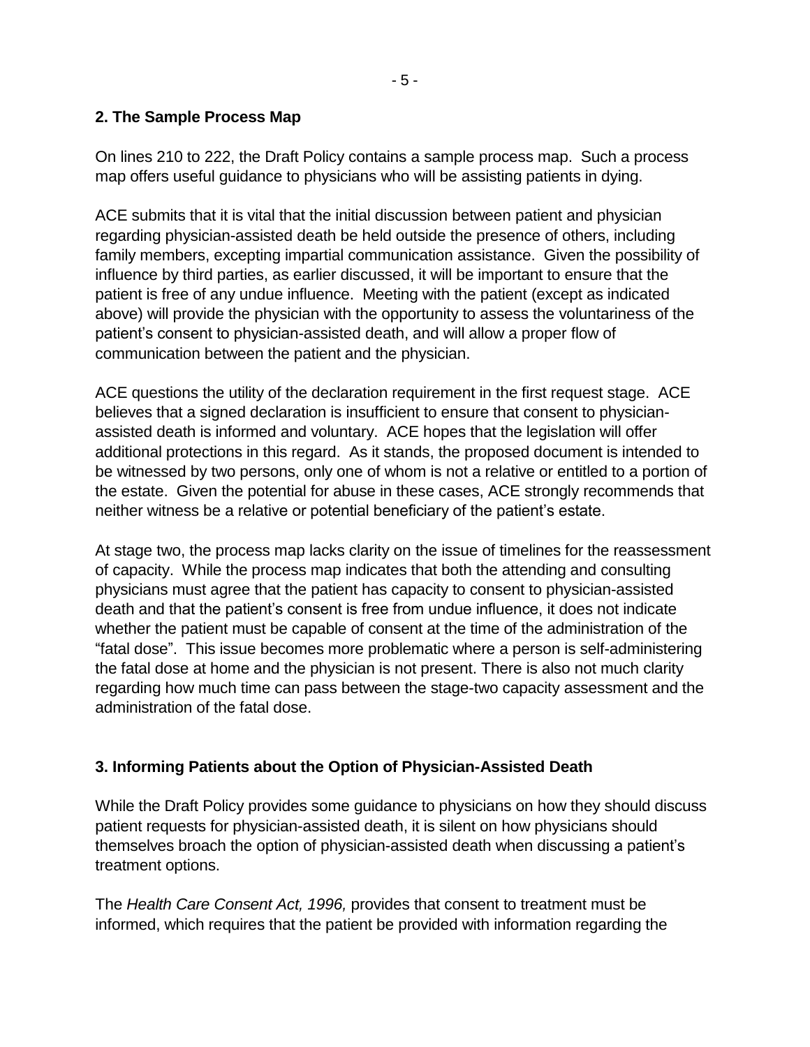## 2. The Sample Process Map

On lines 210 to 222, the Draft Policy contains a sample process map. Such a process map offers useful guidance to physicians who will be assisting patients in dying.

ACE submits that it is vital that the initial discussion between patient and physician regarding physician-assisted death be held outside the presence of others, including family members, excepting impartial communication assistance. Given the possibility of influence by third parties, as earlier discussed, it will be important to ensure that the patient is free of any undue influence. Meeting with the patient (except as indicated above) will provide the physician with the opportunity to assess the voluntariness of the patient's consent to physician-assisted death, and will allow a proper flow of communication between the patient and the physician.

ACE questions the utility of the declaration requirement in the first request stage. ACE believes that a signed declaration is insufficient to ensure that consent to physician-assisted death is informed and voluntary. ACE hopes that the legislation will offer additional protections in this regard. As it stands, the proposed document is intended to be witnessed by two persons, only one of whom is not a relative or entitled to a portion of the estate. Given the potential for abuse in these cases, ACE strongly recommends that neither witness be a relative or potential beneficiary of the patient's estate.

At stage two, the process map lacks clarity on the issue of timelines for the reassessment of capacity. While the process map indicates that both the attending and consulting physicians must agree that the patient has capacity to consent to physician-assisted death and that the patient's consent is free from undue influence, it does not indicate whether the patient must be capable of consent at the time of the administration of the "fatal dose". This issue becomes more problematic where a person is self-administering the fatal dose at home and the physician is not present. There is also not much clarity regarding how much time can pass between the stage-two capacity assessment and the administration of the fatal dose.

## 3. Informing Patients about the Option of Physician-Assisted Death

While the Draft Policy provides some guidance to physicians on how they should discuss patient requests for physician-assisted death, it is silent on how physicians should themselves broach the option of physician-assisted death when discussing a patient's treatment options.

The *Health Care Consent Act, 1996,* provides that consent to treatment must be informed, which requires that the patient be provided with information regarding the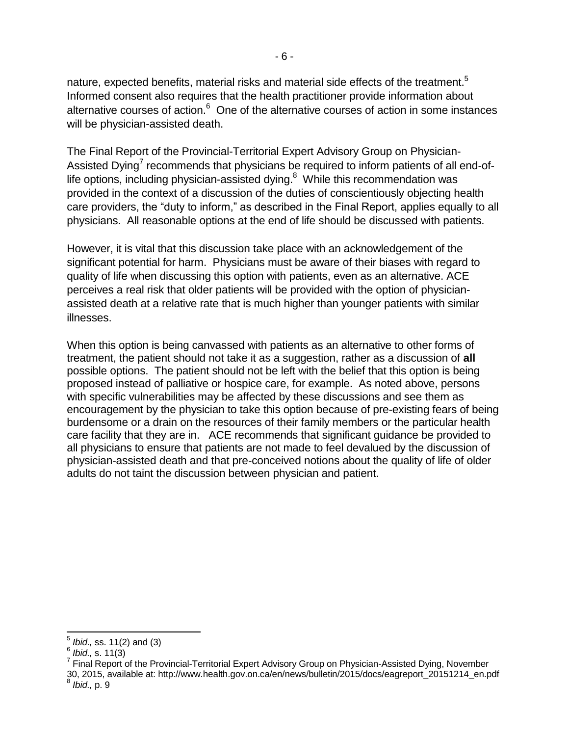nature, expected benefits, material risks and material side effects of the treatment.[5] Informed consent also requires that the health practitioner provide information about alternative courses of action.[6] One of the alternative courses of action in some instances will be physician-assisted death.

The Final Report of the Provincial-Territorial Expert Advisory Group on Physician-Assisted Dying[7] recommends that physicians be required to inform patients of all end-of-life options, including physician-assisted dying.[8] While this recommendation was provided in the context of a discussion of the duties of conscientiously objecting health care providers, the "duty to inform," as described in the Final Report, applies equally to all physicians. All reasonable options at the end of life should be discussed with patients.

However, it is vital that this discussion take place with an acknowledgement of the significant potential for harm. Physicians must be aware of their biases with regard to quality of life when discussing this option with patients, even as an alternative. ACE perceives a real risk that older patients will be provided with the option of physician-assisted death at a relative rate that is much higher than younger patients with similar illnesses.

When this option is being canvassed with patients as an alternative to other forms of treatment, the patient should not take it as a suggestion, rather as a discussion of **all** possible options. The patient should not be left with the belief that this option is being proposed instead of palliative or hospice care, for example. As noted above, persons with specific vulnerabilities may be affected by these discussions and see them as encouragement by the physician to take this option because of pre-existing fears of being burdensome or a drain on the resources of their family members or the particular health care facility that they are in. ACE recommends that significant guidance be provided to all physicians to ensure that patients are not made to feel devalued by the discussion of physician-assisted death and that pre-conceived notions about the quality of life of older adults do not taint the discussion between physician and patient.

---

[5] *Ibid.,* ss. 11(2) and (3)

[6] *Ibid.,* s. 11(3)

[7] Final Report of the Provincial-Territorial Expert Advisory Group on Physician-Assisted Dying, November 30, 2015, available at: http://www.health.gov.on.ca/en/news/bulletin/2015/docs/eagreport_20151214_en.pdf

[8] *Ibid.,* p. 9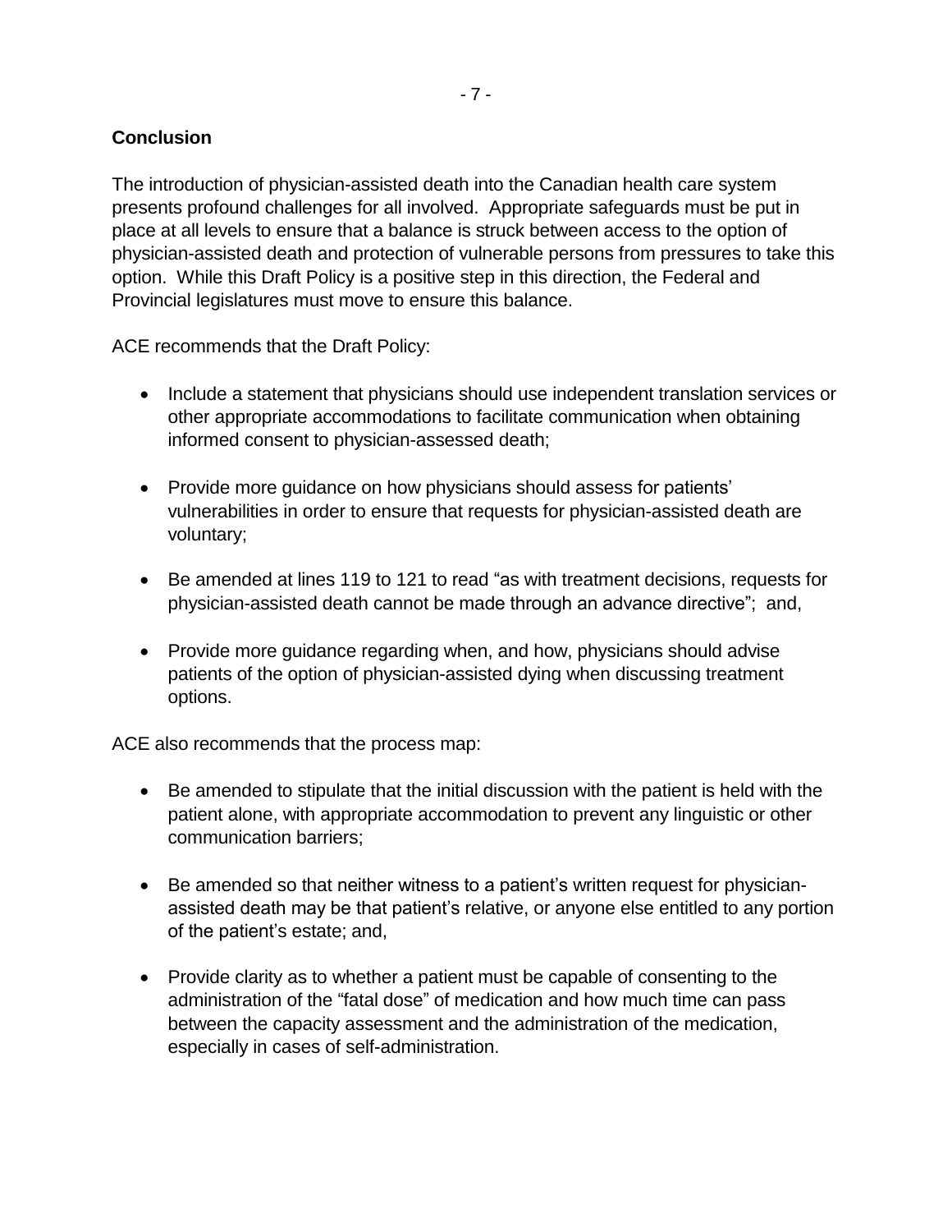## Conclusion

The introduction of physician-assisted death into the Canadian health care system presents profound challenges for all involved. Appropriate safeguards must be put in place at all levels to ensure that a balance is struck between access to the option of physician-assisted death and protection of vulnerable persons from pressures to take this option. While this Draft Policy is a positive step in this direction, the Federal and Provincial legislatures must move to ensure this balance.

ACE recommends that the Draft Policy:

- Include a statement that physicians should use independent translation services or other appropriate accommodations to facilitate communication when obtaining informed consent to physician-assessed death;
- Provide more guidance on how physicians should assess for patients' vulnerabilities in order to ensure that requests for physician-assisted death are voluntary;
- Be amended at lines 119 to 121 to read "as with treatment decisions, requests for physician-assisted death cannot be made through an advance directive"; and,
- Provide more guidance regarding when, and how, physicians should advise patients of the option of physician-assisted dying when discussing treatment options.

ACE also recommends that the process map:

- Be amended to stipulate that the initial discussion with the patient is held with the patient alone, with appropriate accommodation to prevent any linguistic or other communication barriers;
- Be amended so that neither witness to a patient's written request for physician-assisted death may be that patient's relative, or anyone else entitled to any portion of the patient's estate; and,
- Provide clarity as to whether a patient must be capable of consenting to the administration of the "fatal dose" of medication and how much time can pass between the capacity assessment and the administration of the medication, especially in cases of self-administration.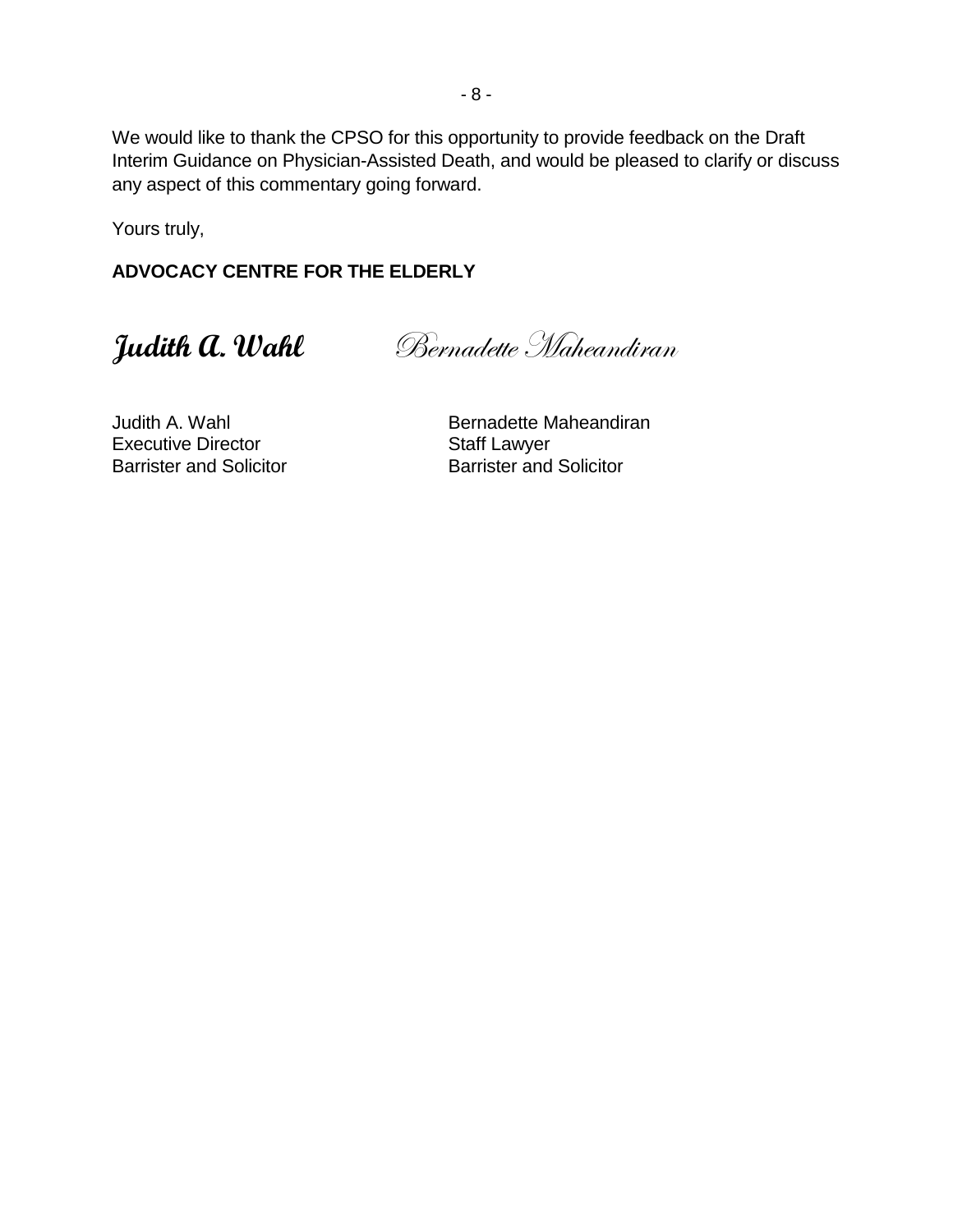We would like to thank the CPSO for this opportunity to provide feedback on the Draft Interim Guidance on Physician-Assisted Death, and would be pleased to clarify or discuss any aspect of this commentary going forward.

Yours truly,

**ADVOCACY CENTRE FOR THE ELDERLY**

*Judith A. Wahl* *Bernadette Maheandiran*

| | |
|---|---|
| Judith A. Wahl | Bernadette Maheandiran |
| Executive Director | Staff Lawyer |
| Barrister and Solicitor | Barrister and Solicitor |